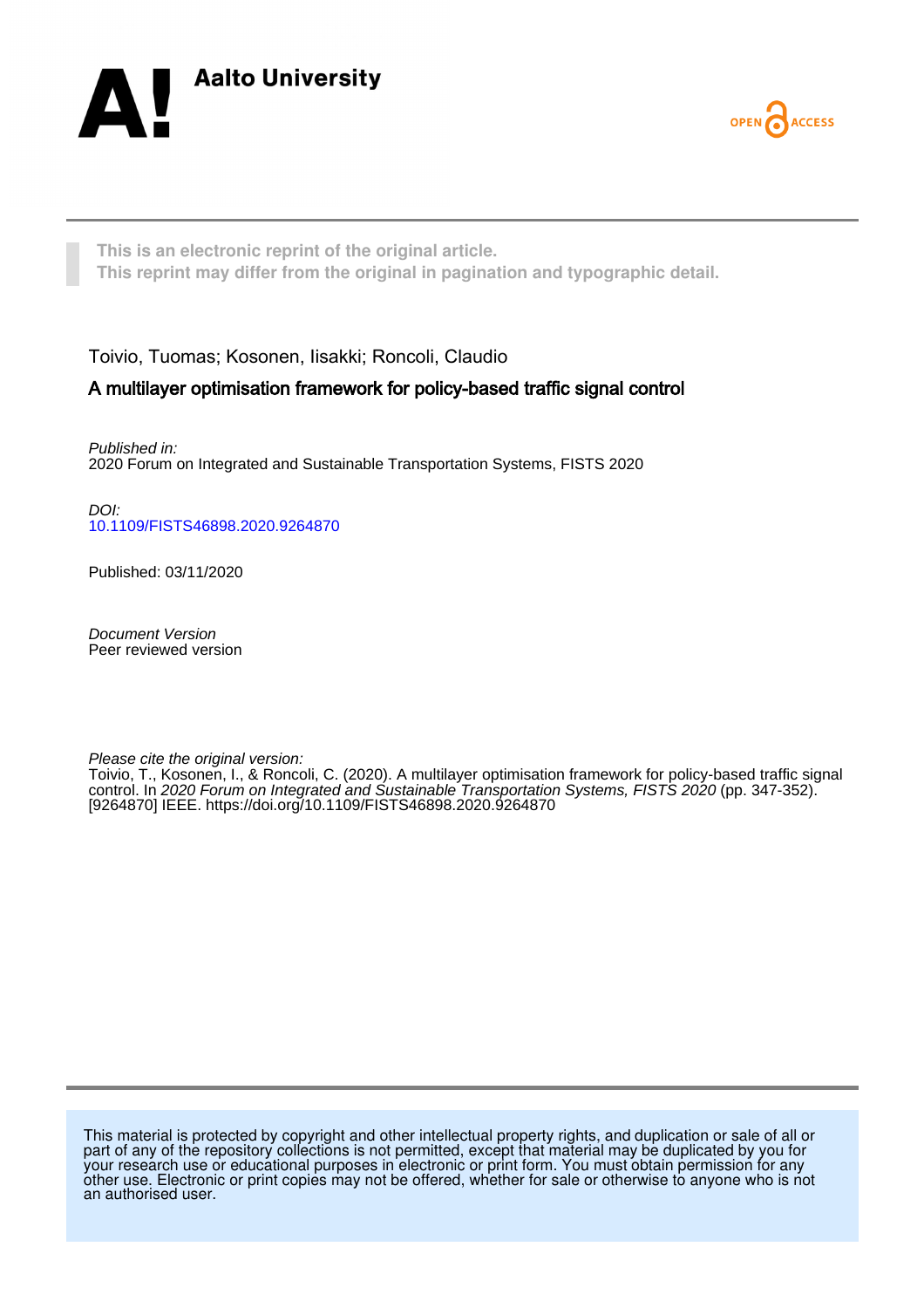Aalto University

OPEN ACCESS

**This is an electronic reprint of the original article.**
**This reprint may differ from the original in pagination and typographic detail.**

Toivio, Tuomas; Kosonen, Iisakki; Roncoli, Claudio

## A multilayer optimisation framework for policy-based traffic signal control

*Published in:*
2020 Forum on Integrated and Sustainable Transportation Systems, FISTS 2020

*DOI:*
10.1109/FISTS46898.2020.9264870

Published: 03/11/2020

*Document Version*
Peer reviewed version

*Please cite the original version:*
Toivio, T., Kosonen, I., & Roncoli, C. (2020). A multilayer optimisation framework for policy-based traffic signal control. In *2020 Forum on Integrated and Sustainable Transportation Systems, FISTS 2020* (pp. 347-352). [9264870] IEEE. https://doi.org/10.1109/FISTS46898.2020.9264870

This material is protected by copyright and other intellectual property rights, and duplication or sale of all or part of any of the repository collections is not permitted, except that material may be duplicated by you for your research use or educational purposes in electronic or print form. You must obtain permission for any other use. Electronic or print copies may not be offered, whether for sale or otherwise to anyone who is not an authorised user.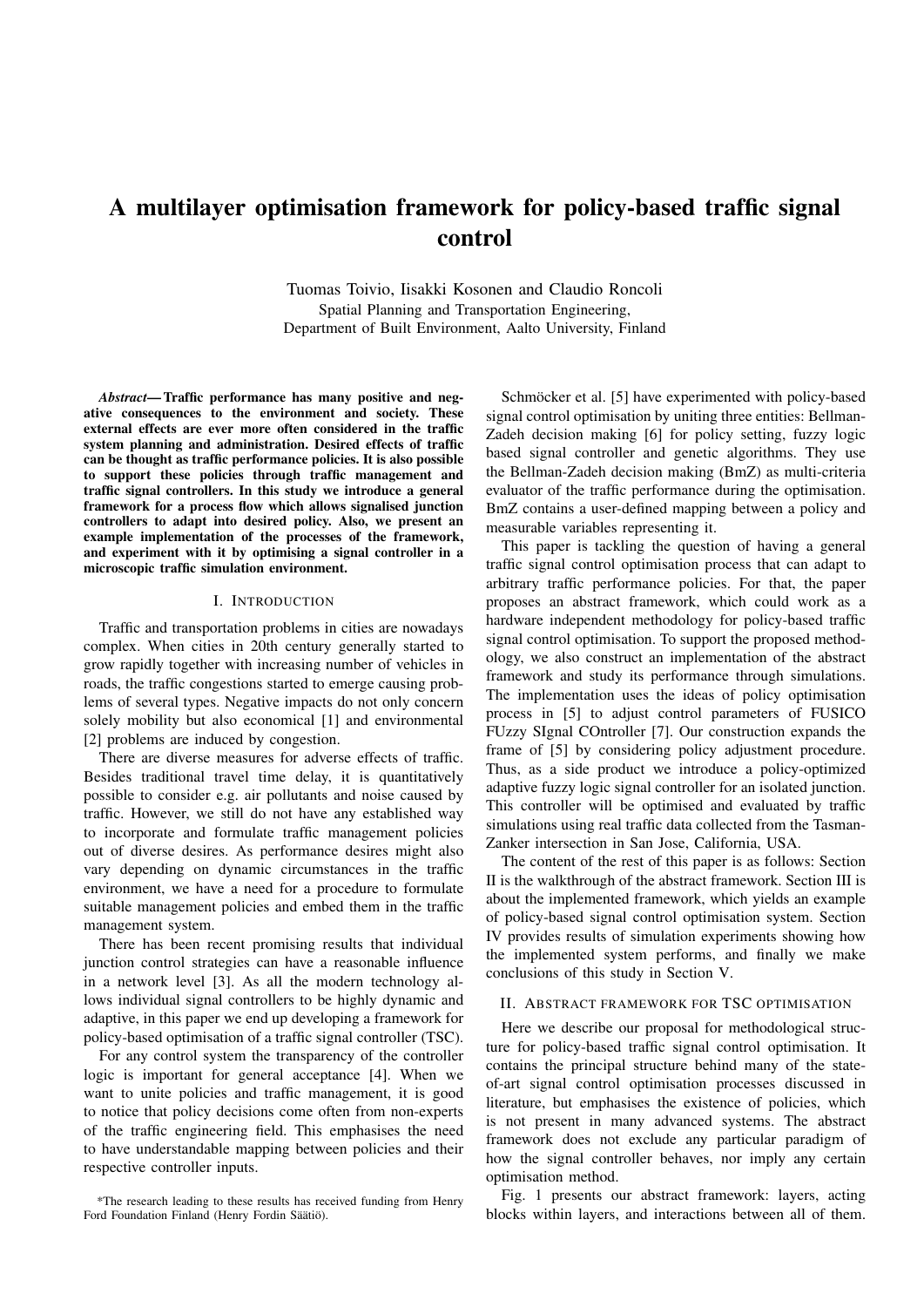# A multilayer optimisation framework for policy-based traffic signal control

Tuomas Toivio, Iisakki Kosonen and Claudio Roncoli
Spatial Planning and Transportation Engineering,
Department of Built Environment, Aalto University, Finland

***Abstract*— Traffic performance has many positive and negative consequences to the environment and society. These external effects are ever more often considered in the traffic system planning and administration. Desired effects of traffic can be thought as traffic performance policies. It is also possible to support these policies through traffic management and traffic signal controllers. In this study we introduce a general framework for a process flow which allows signalised junction controllers to adapt into desired policy. Also, we present an example implementation of the processes of the framework, and experiment with it by optimising a signal controller in a microscopic traffic simulation environment.**

## I. INTRODUCTION

Traffic and transportation problems in cities are nowadays complex. When cities in 20th century generally started to grow rapidly together with increasing number of vehicles in roads, the traffic congestions started to emerge causing problems of several types. Negative impacts do not only concern solely mobility but also economical [1] and environmental [2] problems are induced by congestion.

There are diverse measures for adverse effects of traffic. Besides traditional travel time delay, it is quantitatively possible to consider e.g. air pollutants and noise caused by traffic. However, we still do not have any established way to incorporate and formulate traffic management policies out of diverse desires. As performance desires might also vary depending on dynamic circumstances in the traffic environment, we have a need for a procedure to formulate suitable management policies and embed them in the traffic management system.

There has been recent promising results that individual junction control strategies can have a reasonable influence in a network level [3]. As all the modern technology allows individual signal controllers to be highly dynamic and adaptive, in this paper we end up developing a framework for policy-based optimisation of a traffic signal controller (TSC).

For any control system the transparency of the controller logic is important for general acceptance [4]. When we want to unite policies and traffic management, it is good to notice that policy decisions come often from non-experts of the traffic engineering field. This emphasises the need to have understandable mapping between policies and their respective controller inputs.

Schmöcker et al. [5] have experimented with policy-based signal control optimisation by uniting three entities: Bellman-Zadeh decision making [6] for policy setting, fuzzy logic based signal controller and genetic algorithms. They use the Bellman-Zadeh decision making (BmZ) as multi-criteria evaluator of the traffic performance during the optimisation. BmZ contains a user-defined mapping between a policy and measurable variables representing it.

This paper is tackling the question of having a general traffic signal control optimisation process that can adapt to arbitrary traffic performance policies. For that, the paper proposes an abstract framework, which could work as a hardware independent methodology for policy-based traffic signal control optimisation. To support the proposed methodology, we also construct an implementation of the abstract framework and study its performance through simulations. The implementation uses the ideas of policy optimisation process in [5] to adjust control parameters of FUSICO FUzzy SIgnal COntroller [7]. Our construction expands the frame of [5] by considering policy adjustment procedure. Thus, as a side product we introduce a policy-optimized adaptive fuzzy logic signal controller for an isolated junction. This controller will be optimised and evaluated by traffic simulations using real traffic data collected from the Tasman-Zanker intersection in San Jose, California, USA.

The content of the rest of this paper is as follows: Section II is the walkthrough of the abstract framework. Section III is about the implemented framework, which yields an example of policy-based signal control optimisation system. Section IV provides results of simulation experiments showing how the implemented system performs, and finally we make conclusions of this study in Section V.

## II. ABSTRACT FRAMEWORK FOR TSC OPTIMISATION

Here we describe our proposal for methodological structure for policy-based traffic signal control optimisation. It contains the principal structure behind many of the state-of-art signal control optimisation processes discussed in literature, but emphasises the existence of policies, which is not present in many advanced systems. The abstract framework does not exclude any particular paradigm of how the signal controller behaves, nor imply any certain optimisation method.

Fig. 1 presents our abstract framework: layers, acting blocks within layers, and interactions between all of them.

*The research leading to these results has received funding from Henry Ford Foundation Finland (Henry Fordin Säätiö).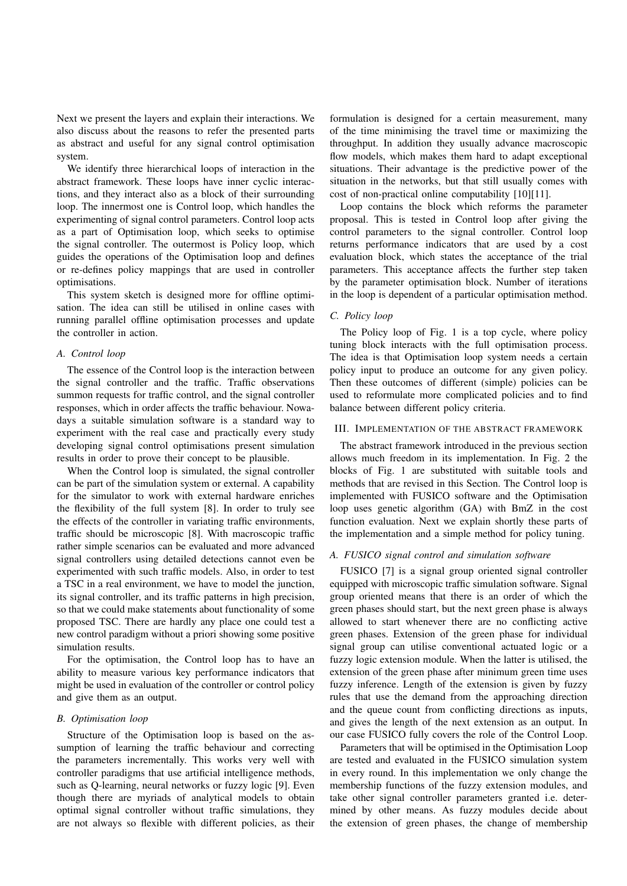Next we present the layers and explain their interactions. We also discuss about the reasons to refer the presented parts as abstract and useful for any signal control optimisation system.

We identify three hierarchical loops of interaction in the abstract framework. These loops have inner cyclic interactions, and they interact also as a block of their surrounding loop. The innermost one is Control loop, which handles the experimenting of signal control parameters. Control loop acts as a part of Optimisation loop, which seeks to optimise the signal controller. The outermost is Policy loop, which guides the operations of the Optimisation loop and defines or re-defines policy mappings that are used in controller optimisations.

This system sketch is designed more for offline optimisation. The idea can still be utilised in online cases with running parallel offline optimisation processes and update the controller in action.

### A. Control loop

The essence of the Control loop is the interaction between the signal controller and the traffic. Traffic observations summon requests for traffic control, and the signal controller responses, which in order affects the traffic behaviour. Nowadays a suitable simulation software is a standard way to experiment with the real case and practically every study developing signal control optimisations present simulation results in order to prove their concept to be plausible.

When the Control loop is simulated, the signal controller can be part of the simulation system or external. A capability for the simulator to work with external hardware enriches the flexibility of the full system [8]. In order to truly see the effects of the controller in variating traffic environments, traffic should be microscopic [8]. With macroscopic traffic rather simple scenarios can be evaluated and more advanced signal controllers using detailed detections cannot even be experimented with such traffic models. Also, in order to test a TSC in a real environment, we have to model the junction, its signal controller, and its traffic patterns in high precision, so that we could make statements about functionality of some proposed TSC. There are hardly any place one could test a new control paradigm without a priori showing some positive simulation results.

For the optimisation, the Control loop has to have an ability to measure various key performance indicators that might be used in evaluation of the controller or control policy and give them as an output.

### B. Optimisation loop

Structure of the Optimisation loop is based on the assumption of learning the traffic behaviour and correcting the parameters incrementally. This works very well with controller paradigms that use artificial intelligence methods, such as Q-learning, neural networks or fuzzy logic [9]. Even though there are myriads of analytical models to obtain optimal signal controller without traffic simulations, they are not always so flexible with different policies, as their formulation is designed for a certain measurement, many of the time minimising the travel time or maximizing the throughput. In addition they usually advance macroscopic flow models, which makes them hard to adapt exceptional situations. Their advantage is the predictive power of the situation in the networks, but that still usually comes with cost of non-practical online computability [10][11].

Loop contains the block which reforms the parameter proposal. This is tested in Control loop after giving the control parameters to the signal controller. Control loop returns performance indicators that are used by a cost evaluation block, which states the acceptance of the trial parameters. This acceptance affects the further step taken by the parameter optimisation block. Number of iterations in the loop is dependent of a particular optimisation method.

### C. Policy loop

The Policy loop of Fig. 1 is a top cycle, where policy tuning block interacts with the full optimisation process. The idea is that Optimisation loop system needs a certain policy input to produce an outcome for any given policy. Then these outcomes of different (simple) policies can be used to reformulate more complicated policies and to find balance between different policy criteria.

## III. Implementation of the abstract framework

The abstract framework introduced in the previous section allows much freedom in its implementation. In Fig. 2 the blocks of Fig. 1 are substituted with suitable tools and methods that are revised in this Section. The Control loop is implemented with FUSICO software and the Optimisation loop uses genetic algorithm (GA) with BmZ in the cost function evaluation. Next we explain shortly these parts of the implementation and a simple method for policy tuning.

### A. FUSICO signal control and simulation software

FUSICO [7] is a signal group oriented signal controller equipped with microscopic traffic simulation software. Signal group oriented means that there is an order of which the green phases should start, but the next green phase is always allowed to start whenever there are no conflicting active green phases. Extension of the green phase for individual signal group can utilise conventional actuated logic or a fuzzy logic extension module. When the latter is utilised, the extension of the green phase after minimum green time uses fuzzy inference. Length of the extension is given by fuzzy rules that use the demand from the approaching direction and the queue count from conflicting directions as inputs, and gives the length of the next extension as an output. In our case FUSICO fully covers the role of the Control Loop.

Parameters that will be optimised in the Optimisation Loop are tested and evaluated in the FUSICO simulation system in every round. In this implementation we only change the membership functions of the fuzzy extension modules, and take other signal controller parameters granted i.e. determined by other means. As fuzzy modules decide about the extension of green phases, the change of membership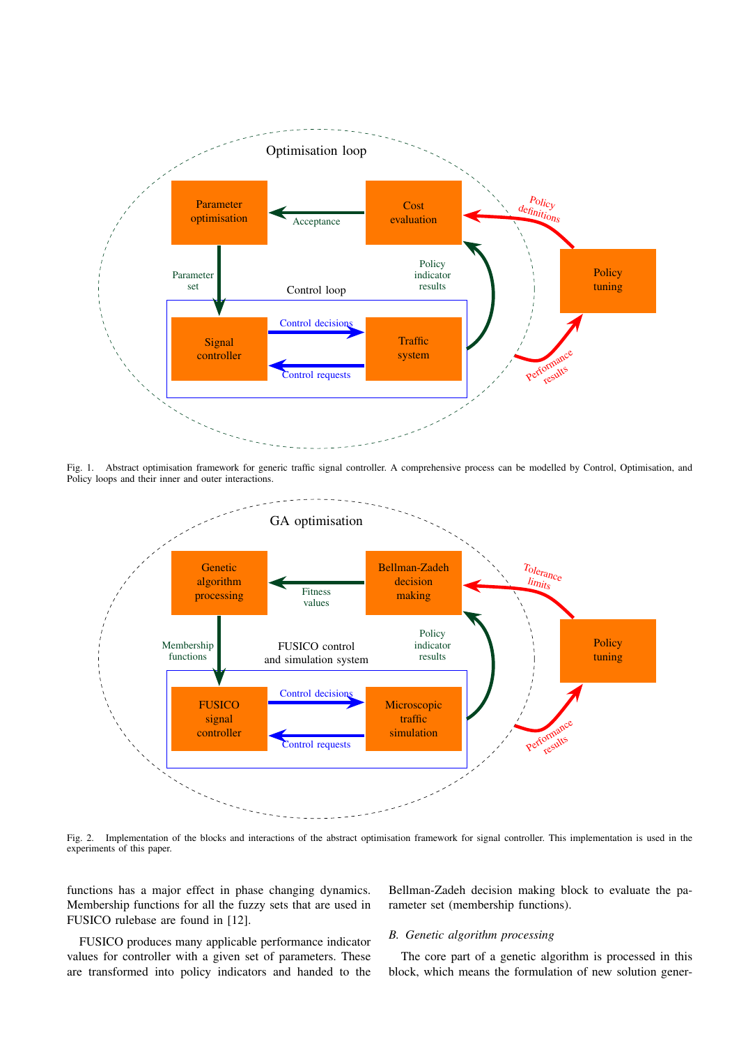Fig. 1. Abstract optimisation framework for generic traffic signal controller. A comprehensive process can be modelled by Control, Optimisation, and Policy loops and their inner and outer interactions.

Fig. 2. Implementation of the blocks and interactions of the abstract optimisation framework for signal controller. This implementation is used in the experiments of this paper.

functions has a major effect in phase changing dynamics. Membership functions for all the fuzzy sets that are used in FUSICO rulebase are found in [12].

FUSICO produces many applicable performance indicator values for controller with a given set of parameters. These are transformed into policy indicators and handed to the Bellman-Zadeh decision making block to evaluate the parameter set (membership functions).

### B. Genetic algorithm processing

The core part of a genetic algorithm is processed in this block, which means the formulation of new solution gener-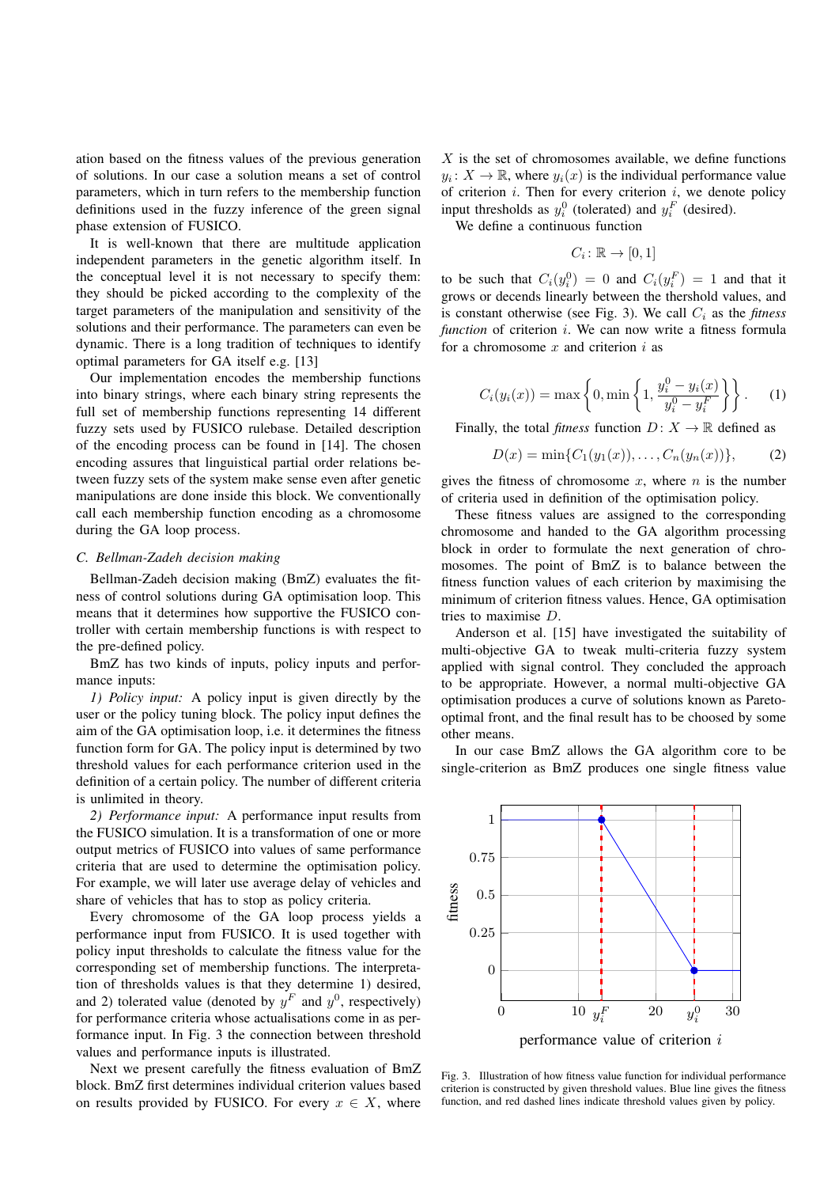ation based on the fitness values of the previous generation of solutions. In our case a solution means a set of control parameters, which in turn refers to the membership function definitions used in the fuzzy inference of the green signal phase extension of FUSICO.

It is well-known that there are multitude application independent parameters in the genetic algorithm itself. In the conceptual level it is not necessary to specify them: they should be picked according to the complexity of the target parameters of the manipulation and sensitivity of the solutions and their performance. The parameters can even be dynamic. There is a long tradition of techniques to identify optimal parameters for GA itself e.g. [13]

Our implementation encodes the membership functions into binary strings, where each binary string represents the full set of membership functions representing 14 different fuzzy sets used by FUSICO rulebase. Detailed description of the encoding process can be found in [14]. The chosen encoding assures that linguistical partial order relations between fuzzy sets of the system make sense even after genetic manipulations are done inside this block. We conventionally call each membership function encoding as a chromosome during the GA loop process.

### C. Bellman-Zadeh decision making

Bellman-Zadeh decision making (BmZ) evaluates the fitness of control solutions during GA optimisation loop. This means that it determines how supportive the FUSICO controller with certain membership functions is with respect to the pre-defined policy.

BmZ has two kinds of inputs, policy inputs and performance inputs:

*1) Policy input:* A policy input is given directly by the user or the policy tuning block. The policy input defines the aim of the GA optimisation loop, i.e. it determines the fitness function form for GA. The policy input is determined by two threshold values for each performance criterion used in the definition of a certain policy. The number of different criteria is unlimited in theory.

*2) Performance input:* A performance input results from the FUSICO simulation. It is a transformation of one or more output metrics of FUSICO into values of same performance criteria that are used to determine the optimisation policy. For example, we will later use average delay of vehicles and share of vehicles that has to stop as policy criteria.

Every chromosome of the GA loop process yields a performance input from FUSICO. It is used together with policy input thresholds to calculate the fitness value for the corresponding set of membership functions. The interpretation of thresholds values is that they determine 1) desired, and 2) tolerated value (denoted by $y^F$ and $y^0$, respectively) for performance criteria whose actualisations come in as performance input. In Fig. 3 the connection between threshold values and performance inputs is illustrated.

Next we present carefully the fitness evaluation of BmZ block. BmZ first determines individual criterion values based on results provided by FUSICO. For every $x \in X$, where $X$ is the set of chromosomes available, we define functions $y_i \colon X \to \mathbb{R}$, where $y_i(x)$ is the individual performance value of criterion $i$. Then for every criterion $i$, we denote policy input thresholds as $y_i^0$ (tolerated) and $y_i^F$ (desired).

We define a continuous function

$$C_i \colon \mathbb{R} \to [0, 1]$$

to be such that $C_i(y_i^0) = 0$ and $C_i(y_i^F) = 1$ and that it grows or decends linearly between the thershold values, and is constant otherwise (see Fig. 3). We call $C_i$ as the *fitness function* of criterion $i$. We can now write a fitness formula for a chromosome $x$ and criterion $i$ as

$$C_i(y_i(x)) = \max\left\{0, \min\left\{1, \frac{y_i^0 - y_i(x)}{y_i^0 - y_i^F}\right\}\right\}. \quad (1)$$

Finally, the total *fitness* function $D \colon X \to \mathbb{R}$ defined as

$$D(x) = \min\{C_1(y_1(x)), \ldots, C_n(y_n(x))\}, \quad (2)$$

gives the fitness of chromosome $x$, where $n$ is the number of criteria used in definition of the optimisation policy.

These fitness values are assigned to the corresponding chromosome and handed to the GA algorithm processing block in order to formulate the next generation of chromosomes. The point of BmZ is to balance between the fitness function values of each criterion by maximising the minimum of criterion fitness values. Hence, GA optimisation tries to maximise $D$.

Anderson et al. [15] have investigated the suitability of multi-objective GA to tweak multi-criteria fuzzy system applied with signal control. They concluded the approach to be appropriate. However, a normal multi-objective GA optimisation produces a curve of solutions known as Pareto-optimal front, and the final result has to be choosed by some other means.

In our case BmZ allows the GA algorithm core to be single-criterion as BmZ produces one single fitness value

Fig. 3. Illustration of how fitness value function for individual performance criterion is constructed by given threshold values. Blue line gives the fitness function, and red dashed lines indicate threshold values given by policy.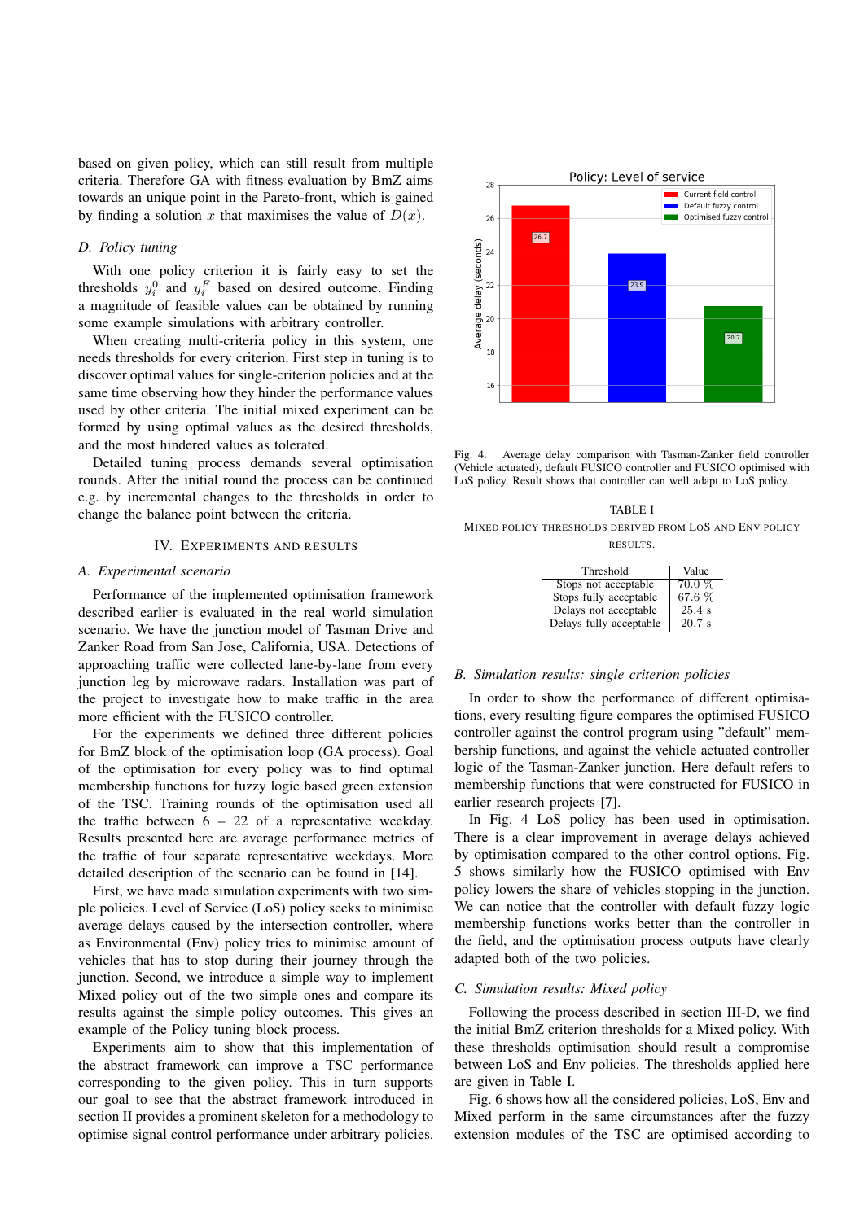based on given policy, which can still result from multiple criteria. Therefore GA with fitness evaluation by BmZ aims towards an unique point in the Pareto-front, which is gained by finding a solution $x$ that maximises the value of $D(x)$.

### D. Policy tuning

With one policy criterion it is fairly easy to set the thresholds $y_i^0$ and $y_i^F$ based on desired outcome. Finding a magnitude of feasible values can be obtained by running some example simulations with arbitrary controller.

When creating multi-criteria policy in this system, one needs thresholds for every criterion. First step in tuning is to discover optimal values for single-criterion policies and at the same time observing how they hinder the performance values used by other criteria. The initial mixed experiment can be formed by using optimal values as the desired thresholds, and the most hindered values as tolerated.

Detailed tuning process demands several optimisation rounds. After the initial round the process can be continued e.g. by incremental changes to the thresholds in order to change the balance point between the criteria.

## IV. Experiments and Results

### A. Experimental scenario

Performance of the implemented optimisation framework described earlier is evaluated in the real world simulation scenario. We have the junction model of Tasman Drive and Zanker Road from San Jose, California, USA. Detections of approaching traffic were collected lane-by-lane from every junction leg by microwave radars. Installation was part of the project to investigate how to make traffic in the area more efficient with the FUSICO controller.

For the experiments we defined three different policies for BmZ block of the optimisation loop (GA process). Goal of the optimisation for every policy was to find optimal membership functions for fuzzy logic based green extension of the TSC. Training rounds of the optimisation used all the traffic between 6 – 22 of a representative weekday. Results presented here are average performance metrics of the traffic of four separate representative weekdays. More detailed description of the scenario can be found in [14].

First, we have made simulation experiments with two simple policies. Level of Service (LoS) policy seeks to minimise average delays caused by the intersection controller, where as Environmental (Env) policy tries to minimise amount of vehicles that has to stop during their journey through the junction. Second, we introduce a simple way to implement Mixed policy out of the two simple ones and compare its results against the simple policy outcomes. This gives an example of the Policy tuning block process.

Experiments aim to show that this implementation of the abstract framework can improve a TSC performance corresponding to the given policy. This in turn supports our goal to see that the abstract framework introduced in section II provides a prominent skeleton for a methodology to optimise signal control performance under arbitrary policies.

Fig. 4. Average delay comparison with Tasman-Zanker field controller (Vehicle actuated), default FUSICO controller and FUSICO optimised with LoS policy. Result shows that controller can well adapt to LoS policy.

TABLE I
MIXED POLICY THRESHOLDS DERIVED FROM LOS AND ENV POLICY RESULTS.

| Threshold | Value |
|---|---|
| Stops not acceptable | 70.0 % |
| Stops fully acceptable | 67.6 % |
| Delays not acceptable | 25.4 s |
| Delays fully acceptable | 20.7 s |

### B. Simulation results: single criterion policies

In order to show the performance of different optimisations, every resulting figure compares the optimised FUSICO controller against the control program using "default" membership functions, and against the vehicle actuated controller logic of the Tasman-Zanker junction. Here default refers to membership functions that were constructed for FUSICO in earlier research projects [7].

In Fig. 4 LoS policy has been used in optimisation. There is a clear improvement in average delays achieved by optimisation compared to the other control options. Fig. 5 shows similarly how the FUSICO optimised with Env policy lowers the share of vehicles stopping in the junction. We can notice that the controller with default fuzzy logic membership functions works better than the controller in the field, and the optimisation process outputs have clearly adapted both of the two policies.

### C. Simulation results: Mixed policy

Following the process described in section III-D, we find the initial BmZ criterion thresholds for a Mixed policy. With these thresholds optimisation should result a compromise between LoS and Env policies. The thresholds applied here are given in Table I.

Fig. 6 shows how all the considered policies, LoS, Env and Mixed perform in the same circumstances after the fuzzy extension modules of the TSC are optimised according to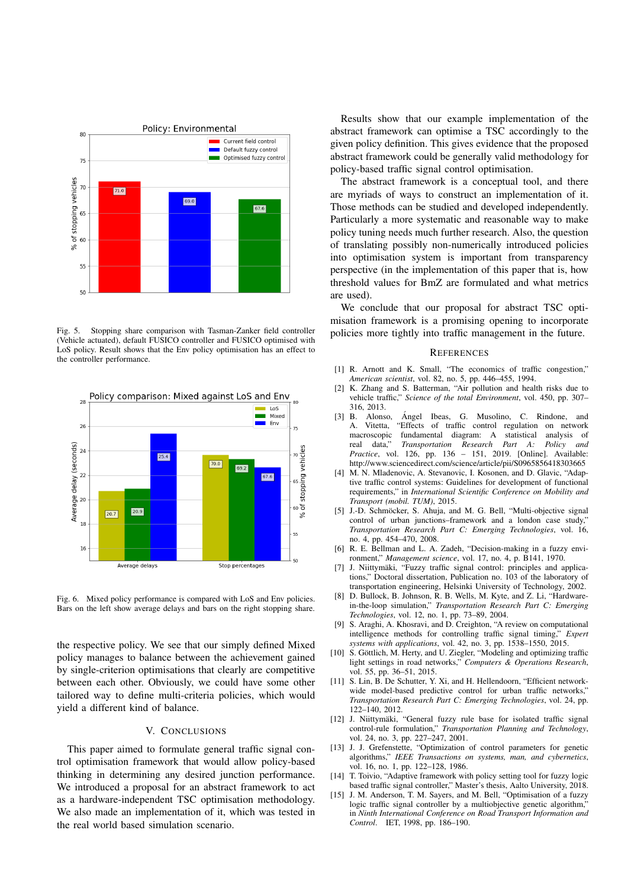Policy: Environmental

80
75
70
65
60
55
50

% of stopping vehicles

Current field control
Default fuzzy control
Optimised fuzzy control

71.0
69.0
67.6

Fig. 5. Stopping share comparison with Tasman-Zanker field controller (Vehicle actuated), default FUSICO controller and FUSICO optimised with LoS policy. Result shows that the Env policy optimisation has an effect to the controller performance.

Policy comparison: Mixed against LoS and Env

Average delay (seconds)

28
26
24
22
20
18
16

% of stopping vehicles

80
75
70
65
60
55
50

LoS
Mixed
Env

20.7
20.9
25.4
70.0
69.2
67.6

Average delays
Stop percentages

Fig. 6. Mixed policy performance is compared with LoS and Env policies. Bars on the left show average delays and bars on the right stopping share.

the respective policy. We see that our simply defined Mixed policy manages to balance between the achievement gained by single-criterion optimisations that clearly are competitive between each other. Obviously, we could have some other tailored way to define multi-criteria policies, which would yield a different kind of balance.

## V. Conclusions

This paper aimed to formulate general traffic signal control optimisation framework that would allow policy-based thinking in determining any desired junction performance. We introduced a proposal for an abstract framework to act as a hardware-independent TSC optimisation methodology. We also made an implementation of it, which was tested in the real world based simulation scenario.

Results show that our example implementation of the abstract framework can optimise a TSC accordingly to the given policy definition. This gives evidence that the proposed abstract framework could be generally valid methodology for policy-based traffic signal control optimisation.

The abstract framework is a conceptual tool, and there are myriads of ways to construct an implementation of it. Those methods can be studied and developed independently. Particularly a more systematic and reasonable way to make policy tuning needs much further research. Also, the question of translating possibly non-numerically introduced policies into optimisation system is important from transparency perspective (in the implementation of this paper that is, how threshold values for BmZ are formulated and what metrics are used).

We conclude that our proposal for abstract TSC optimisation framework is a promising opening to incorporate policies more tightly into traffic management in the future.

## References

[1] R. Arnott and K. Small, “The economics of traffic congestion,” *American scientist*, vol. 82, no. 5, pp. 446–455, 1994.

[2] K. Zhang and S. Batterman, “Air pollution and health risks due to vehicle traffic,” *Science of the total Environment*, vol. 450, pp. 307–316, 2013.

[3] B. Alonso, Ángel Ibeas, G. Musolino, C. Rindone, and A. Vitetta, “Effects of traffic control regulation on network macroscopic fundamental diagram: A statistical analysis of real data,” *Transportation Research Part A: Policy and Practice*, vol. 126, pp. 136 – 151, 2019. [Online]. Available: http://www.sciencedirect.com/science/article/pii/S0965856418303665

[4] M. N. Mladenovic, A. Stevanovic, I. Kosonen, and D. Glavic, “Adaptive traffic control systems: Guidelines for development of functional requirements,” in *International Scientific Conference on Mobility and Transport (mobil. TUM)*, 2015.

[5] J.-D. Schmöcker, S. Ahuja, and M. G. Bell, “Multi-objective signal control of urban junctions–framework and a london case study,” *Transportation Research Part C: Emerging Technologies*, vol. 16, no. 4, pp. 454–470, 2008.

[6] R. E. Bellman and L. A. Zadeh, “Decision-making in a fuzzy environment,” *Management science*, vol. 17, no. 4, p. B141, 1970.

[7] J. Niittymäki, “Fuzzy traffic signal control: principles and applications,” Doctoral dissertation, Publication no. 103 of the laboratory of transportation engineering, Helsinki University of Technology, 2002.

[8] D. Bullock, B. Johnson, R. B. Wells, M. Kyte, and Z. Li, “Hardware-in-the-loop simulation,” *Transportation Research Part C: Emerging Technologies*, vol. 12, no. 1, pp. 73–89, 2004.

[9] S. Araghi, A. Khosravi, and D. Creighton, “A review on computational intelligence methods for controlling traffic signal timing,” *Expert systems with applications*, vol. 42, no. 3, pp. 1538–1550, 2015.

[10] S. Göttlich, M. Herty, and U. Ziegler, “Modeling and optimizing traffic light settings in road networks,” *Computers & Operations Research*, vol. 55, pp. 36–51, 2015.

[11] S. Lin, B. De Schutter, Y. Xi, and H. Hellendoorn, “Efficient network-wide model-based predictive control for urban traffic networks,” *Transportation Research Part C: Emerging Technologies*, vol. 24, pp. 122–140, 2012.

[12] J. Niittymäki, “General fuzzy rule base for isolated traffic signal control-rule formulation,” *Transportation Planning and Technology*, vol. 24, no. 3, pp. 227–247, 2001.

[13] J. J. Grefenstette, “Optimization of control parameters for genetic algorithms,” *IEEE Transactions on systems, man, and cybernetics*, vol. 16, no. 1, pp. 122–128, 1986.

[14] T. Toivio, “Adaptive framework with policy setting tool for fuzzy logic based traffic signal controller,” Master’s thesis, Aalto University, 2018.

[15] J. M. Anderson, T. M. Sayers, and M. Bell, “Optimisation of a fuzzy logic traffic signal controller by a multiobjective genetic algorithm,” in *Ninth International Conference on Road Transport Information and Control*. IET, 1998, pp. 186–190.